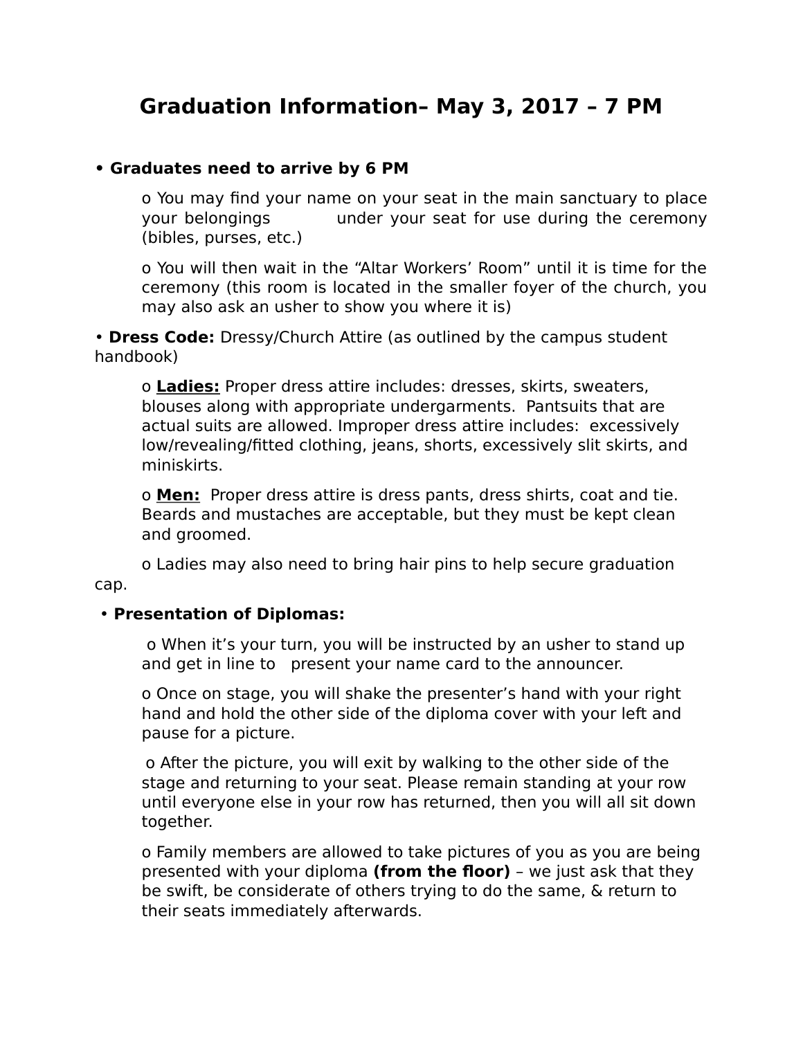# Graduation Information– May 3, 2017 – 7 PM

- **Graduates need to arrive by 6 PM**
  - You may find your name on your seat in the main sanctuary to place your belongings under your seat for use during the ceremony (bibles, purses, etc.)
  - You will then wait in the "Altar Workers' Room" until it is time for the ceremony (this room is located in the smaller foyer of the church, you may also ask an usher to show you where it is)

- **Dress Code:** Dressy/Church Attire (as outlined by the campus student handbook)
  - **<u>Ladies:</u>** Proper dress attire includes: dresses, skirts, sweaters, blouses along with appropriate undergarments. Pantsuits that are actual suits are allowed. Improper dress attire includes: excessively low/revealing/fitted clothing, jeans, shorts, excessively slit skirts, and miniskirts.
  - **<u>Men:</u>** Proper dress attire is dress pants, dress shirts, coat and tie. Beards and mustaches are acceptable, but they must be kept clean and groomed.
  - Ladies may also need to bring hair pins to help secure graduation cap.

- **Presentation of Diplomas:**
  - When it's your turn, you will be instructed by an usher to stand up and get in line to present your name card to the announcer.
  - Once on stage, you will shake the presenter's hand with your right hand and hold the other side of the diploma cover with your left and pause for a picture.
  - After the picture, you will exit by walking to the other side of the stage and returning to your seat. Please remain standing at your row until everyone else in your row has returned, then you will all sit down together.
  - Family members are allowed to take pictures of you as you are being presented with your diploma **(from the floor)** – we just ask that they be swift, be considerate of others trying to do the same, & return to their seats immediately afterwards.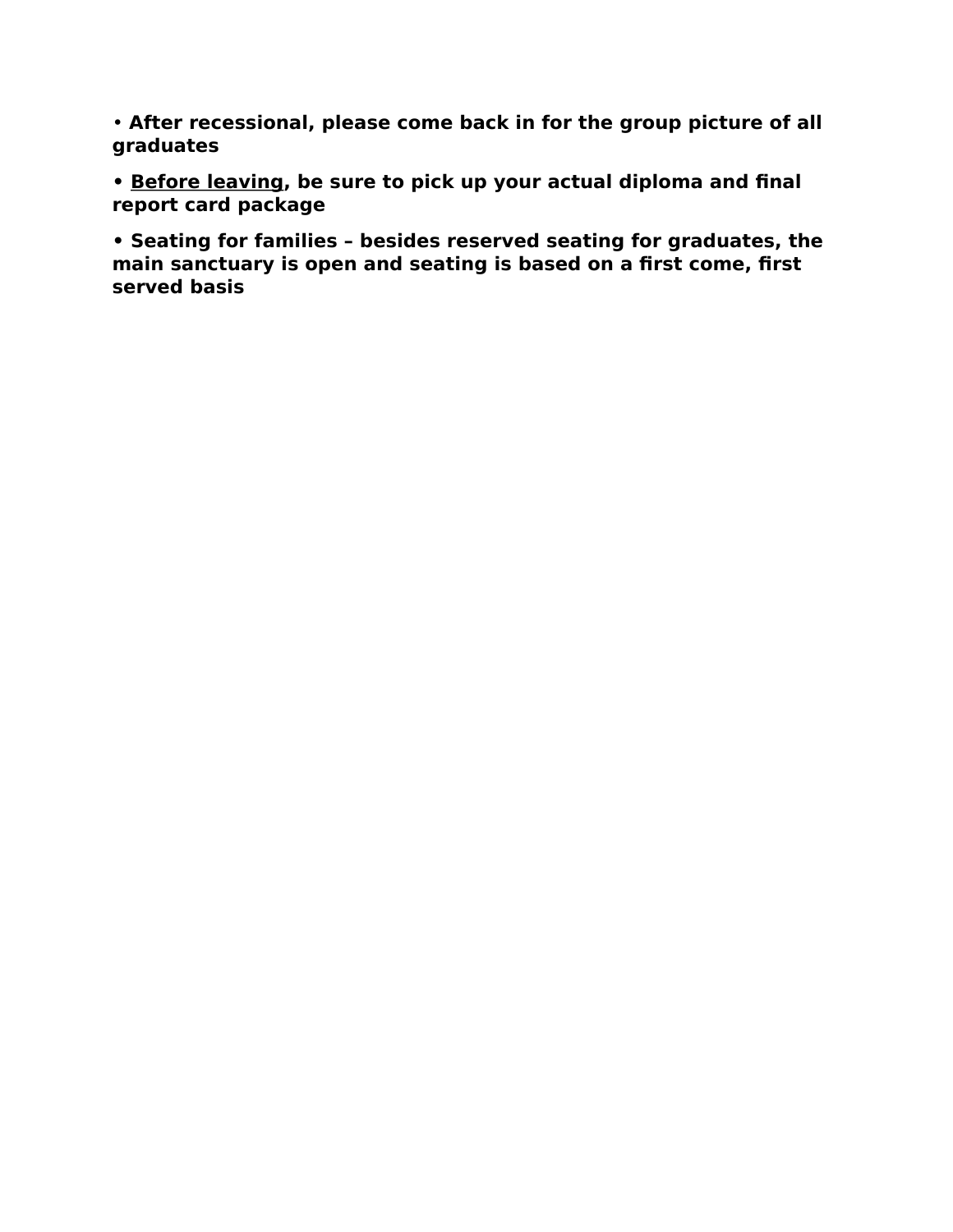- **After recessional, please come back in for the group picture of all graduates**

- **<u>Before leaving</u>, be sure to pick up your actual diploma and final report card package**

- **Seating for families – besides reserved seating for graduates, the main sanctuary is open and seating is based on a first come, first served basis**